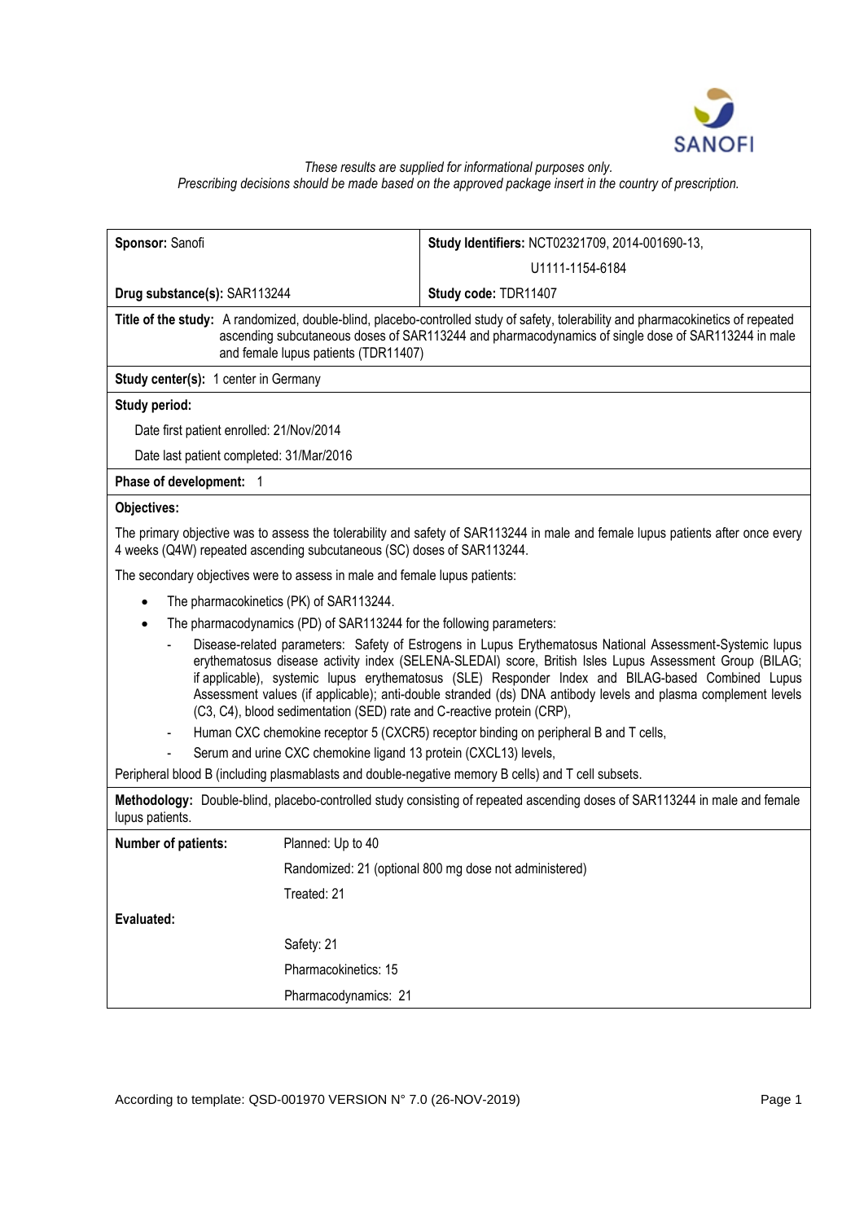*These results are supplied for informational purposes only.*
*Prescribing decisions should be made based on the approved package insert in the country of prescription.*

| **Sponsor:** Sanofi | **Study Identifiers:** NCT02321709, 2014-001690-13, U1111-1154-6184 |
|---|---|
| **Drug substance(s):** SAR113244 | **Study code:** TDR11407 |

**Title of the study:** A randomized, double-blind, placebo-controlled study of safety, tolerability and pharmacokinetics of repeated ascending subcutaneous doses of SAR113244 and pharmacodynamics of single dose of SAR113244 in male and female lupus patients (TDR11407)

**Study center(s):** 1 center in Germany

**Study period:**

Date first patient enrolled: 21/Nov/2014

Date last patient completed: 31/Mar/2016

**Phase of development:** 1

**Objectives:**

The primary objective was to assess the tolerability and safety of SAR113244 in male and female lupus patients after once every 4 weeks (Q4W) repeated ascending subcutaneous (SC) doses of SAR113244.

The secondary objectives were to assess in male and female lupus patients:

- The pharmacokinetics (PK) of SAR113244.
- The pharmacodynamics (PD) of SAR113244 for the following parameters:
  - Disease-related parameters: Safety of Estrogens in Lupus Erythematosus National Assessment-Systemic lupus erythematosus disease activity index (SELENA-SLEDAI) score, British Isles Lupus Assessment Group (BILAG; if applicable), systemic lupus erythematosus (SLE) Responder Index and BILAG-based Combined Lupus Assessment values (if applicable); anti-double stranded (ds) DNA antibody levels and plasma complement levels (C3, C4), blood sedimentation (SED) rate and C-reactive protein (CRP),
  - Human CXC chemokine receptor 5 (CXCR5) receptor binding on peripheral B and T cells,
  - Serum and urine CXC chemokine ligand 13 protein (CXCL13) levels,

Peripheral blood B (including plasmablasts and double-negative memory B cells) and T cell subsets.

**Methodology:** Double-blind, placebo-controlled study consisting of repeated ascending doses of SAR113244 in male and female lupus patients.

| **Number of patients:** | Planned: Up to 40 |
|---|---|
| | Randomized: 21 (optional 800 mg dose not administered) |
| | Treated: 21 |
| **Evaluated:** | |
| | Safety: 21 |
| | Pharmacokinetics: 15 |
| | Pharmacodynamics: 21 |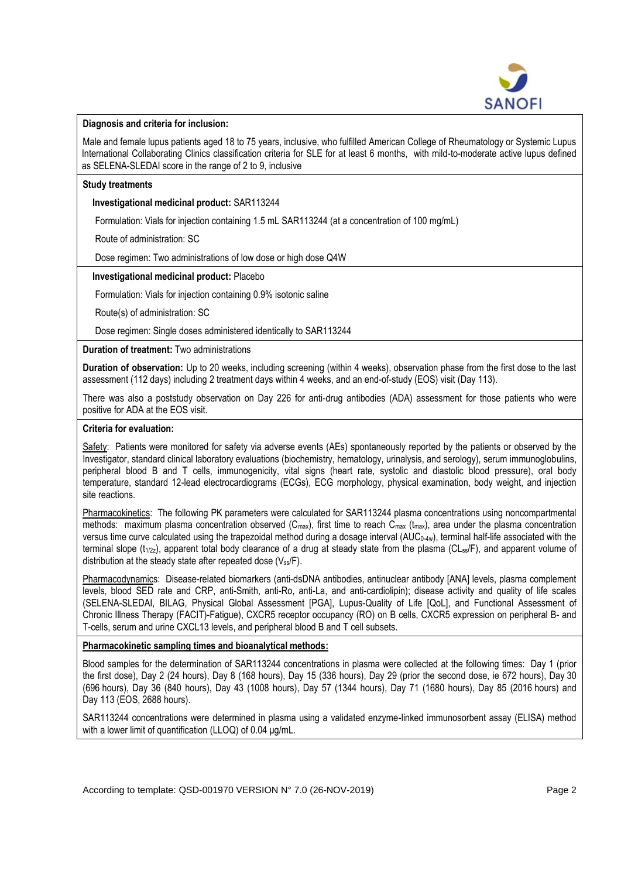**Diagnosis and criteria for inclusion:**

Male and female lupus patients aged 18 to 75 years, inclusive, who fulfilled American College of Rheumatology or Systemic Lupus International Collaborating Clinics classification criteria for SLE for at least 6 months, with mild-to-moderate active lupus defined as SELENA-SLEDAI score in the range of 2 to 9, inclusive

**Study treatments**

**Investigational medicinal product:** SAR113244

Formulation: Vials for injection containing 1.5 mL SAR113244 (at a concentration of 100 mg/mL)

Route of administration: SC

Dose regimen: Two administrations of low dose or high dose Q4W

**Investigational medicinal product:** Placebo

Formulation: Vials for injection containing 0.9% isotonic saline

Route(s) of administration: SC

Dose regimen: Single doses administered identically to SAR113244

**Duration of treatment:** Two administrations

**Duration of observation:** Up to 20 weeks, including screening (within 4 weeks), observation phase from the first dose to the last assessment (112 days) including 2 treatment days within 4 weeks, and an end-of-study (EOS) visit (Day 113).

There was also a poststudy observation on Day 226 for anti-drug antibodies (ADA) assessment for those patients who were positive for ADA at the EOS visit.

**Criteria for evaluation:**

Safety: Patients were monitored for safety via adverse events (AEs) spontaneously reported by the patients or observed by the Investigator, standard clinical laboratory evaluations (biochemistry, hematology, urinalysis, and serology), serum immunoglobulins, peripheral blood B and T cells, immunogenicity, vital signs (heart rate, systolic and diastolic blood pressure), oral body temperature, standard 12-lead electrocardiograms (ECGs), ECG morphology, physical examination, body weight, and injection site reactions.

Pharmacokinetics: The following PK parameters were calculated for SAR113244 plasma concentrations using noncompartmental methods: maximum plasma concentration observed ($C_{max}$), first time to reach $C_{max}$ ($t_{max}$), area under the plasma concentration versus time curve calculated using the trapezoidal method during a dosage interval ($AUC_{0\text{-}4w}$), terminal half-life associated with the terminal slope ($t_{1/2z}$), apparent total body clearance of a drug at steady state from the plasma ($CL_{ss}/F$), and apparent volume of distribution at the steady state after repeated dose ($V_{ss}/F$).

Pharmacodynamics: Disease-related biomarkers (anti-dsDNA antibodies, antinuclear antibody [ANA] levels, plasma complement levels, blood SED rate and CRP, anti-Smith, anti-Ro, anti-La, and anti-cardiolipin); disease activity and quality of life scales (SELENA-SLEDAI, BILAG, Physical Global Assessment [PGA], Lupus-Quality of Life [QoL], and Functional Assessment of Chronic Illness Therapy (FACIT)-Fatigue), CXCR5 receptor occupancy (RO) on B cells, CXCR5 expression on peripheral B- and T-cells, serum and urine CXCL13 levels, and peripheral blood B and T cell subsets.

**Pharmacokinetic sampling times and bioanalytical methods:**

Blood samples for the determination of SAR113244 concentrations in plasma were collected at the following times: Day 1 (prior the first dose), Day 2 (24 hours), Day 8 (168 hours), Day 15 (336 hours), Day 29 (prior the second dose, ie 672 hours), Day 30 (696 hours), Day 36 (840 hours), Day 43 (1008 hours), Day 57 (1344 hours), Day 71 (1680 hours), Day 85 (2016 hours) and Day 113 (EOS, 2688 hours).

SAR113244 concentrations were determined in plasma using a validated enzyme-linked immunosorbent assay (ELISA) method with a lower limit of quantification (LLOQ) of 0.04 µg/mL.

According to template: QSD-001970 VERSION N° 7.0 (26-NOV-2019)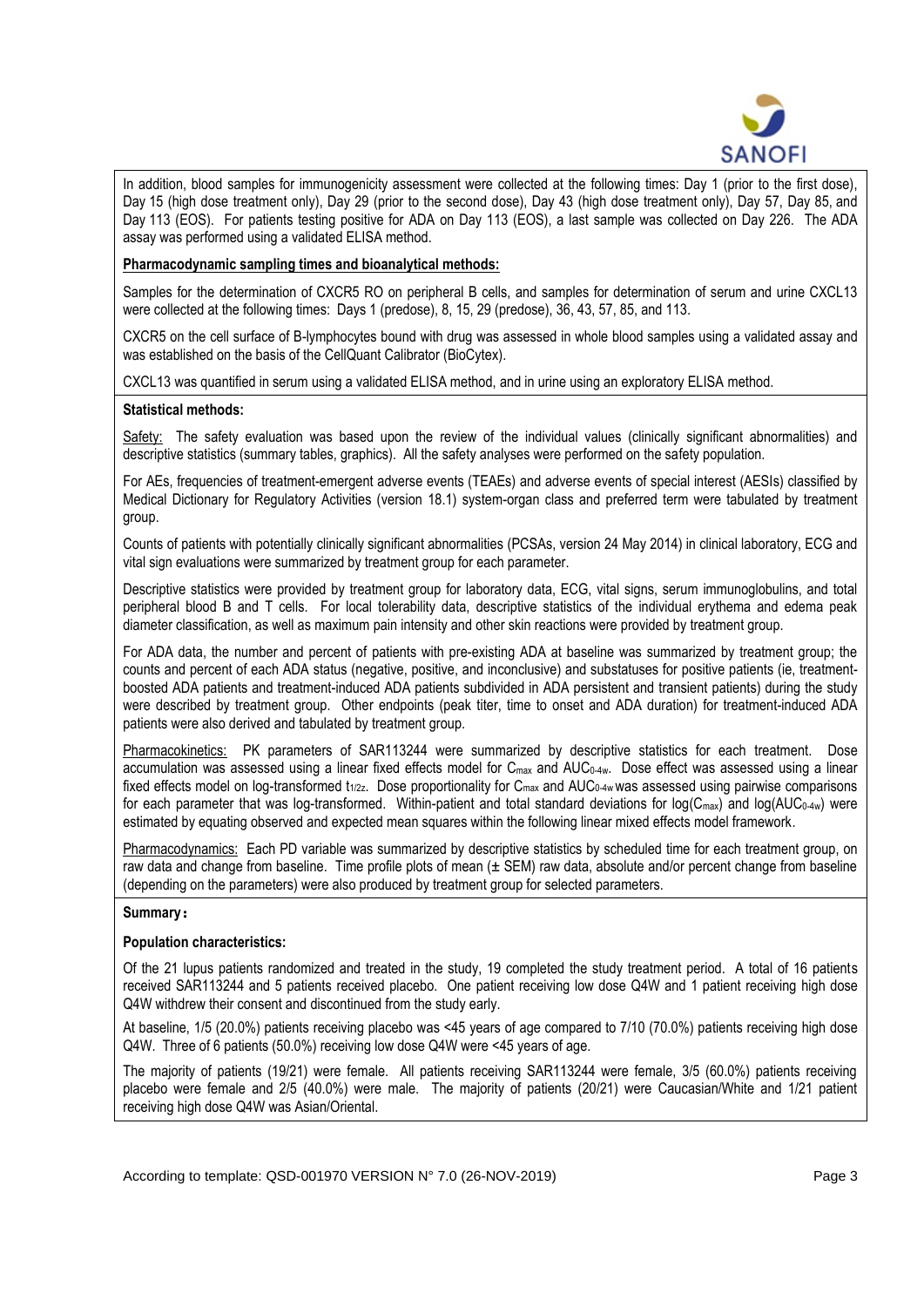In addition, blood samples for immunogenicity assessment were collected at the following times: Day 1 (prior to the first dose), Day 15 (high dose treatment only), Day 29 (prior to the second dose), Day 43 (high dose treatment only), Day 57, Day 85, and Day 113 (EOS). For patients testing positive for ADA on Day 113 (EOS), a last sample was collected on Day 226. The ADA assay was performed using a validated ELISA method.

**Pharmacodynamic sampling times and bioanalytical methods:**

Samples for the determination of CXCR5 RO on peripheral B cells, and samples for determination of serum and urine CXCL13 were collected at the following times: Days 1 (predose), 8, 15, 29 (predose), 36, 43, 57, 85, and 113.

CXCR5 on the cell surface of B-lymphocytes bound with drug was assessed in whole blood samples using a validated assay and was established on the basis of the CellQuant Calibrator (BioCytex).

CXCL13 was quantified in serum using a validated ELISA method, and in urine using an exploratory ELISA method.

**Statistical methods:**

Safety: The safety evaluation was based upon the review of the individual values (clinically significant abnormalities) and descriptive statistics (summary tables, graphics). All the safety analyses were performed on the safety population.

For AEs, frequencies of treatment-emergent adverse events (TEAEs) and adverse events of special interest (AESIs) classified by Medical Dictionary for Regulatory Activities (version 18.1) system-organ class and preferred term were tabulated by treatment group.

Counts of patients with potentially clinically significant abnormalities (PCSAs, version 24 May 2014) in clinical laboratory, ECG and vital sign evaluations were summarized by treatment group for each parameter.

Descriptive statistics were provided by treatment group for laboratory data, ECG, vital signs, serum immunoglobulins, and total peripheral blood B and T cells. For local tolerability data, descriptive statistics of the individual erythema and edema peak diameter classification, as well as maximum pain intensity and other skin reactions were provided by treatment group.

For ADA data, the number and percent of patients with pre-existing ADA at baseline was summarized by treatment group; the counts and percent of each ADA status (negative, positive, and inconclusive) and substatuses for positive patients (ie, treatment-boosted ADA patients and treatment-induced ADA patients subdivided in ADA persistent and transient patients) during the study were described by treatment group. Other endpoints (peak titer, time to onset and ADA duration) for treatment-induced ADA patients were also derived and tabulated by treatment group.

Pharmacokinetics: PK parameters of SAR113244 were summarized by descriptive statistics for each treatment. Dose accumulation was assessed using a linear fixed effects model for $C_{max}$ and $AUC_{0\text{-}4w}$. Dose effect was assessed using a linear fixed effects model on log-transformed $t_{1/2z}$. Dose proportionality for $C_{max}$ and $AUC_{0\text{-}4w}$ was assessed using pairwise comparisons for each parameter that was log-transformed. Within-patient and total standard deviations for $\log(C_{max})$ and $\log(AUC_{0\text{-}4w})$ were estimated by equating observed and expected mean squares within the following linear mixed effects model framework.

Pharmacodynamics: Each PD variable was summarized by descriptive statistics by scheduled time for each treatment group, on raw data and change from baseline. Time profile plots of mean (± SEM) raw data, absolute and/or percent change from baseline (depending on the parameters) were also produced by treatment group for selected parameters.

**Summary:**

**Population characteristics:**

Of the 21 lupus patients randomized and treated in the study, 19 completed the study treatment period. A total of 16 patients received SAR113244 and 5 patients received placebo. One patient receiving low dose Q4W and 1 patient receiving high dose Q4W withdrew their consent and discontinued from the study early.

At baseline, 1/5 (20.0%) patients receiving placebo was <45 years of age compared to 7/10 (70.0%) patients receiving high dose Q4W. Three of 6 patients (50.0%) receiving low dose Q4W were <45 years of age.

The majority of patients (19/21) were female. All patients receiving SAR113244 were female, 3/5 (60.0%) patients receiving placebo were female and 2/5 (40.0%) were male. The majority of patients (20/21) were Caucasian/White and 1/21 patient receiving high dose Q4W was Asian/Oriental.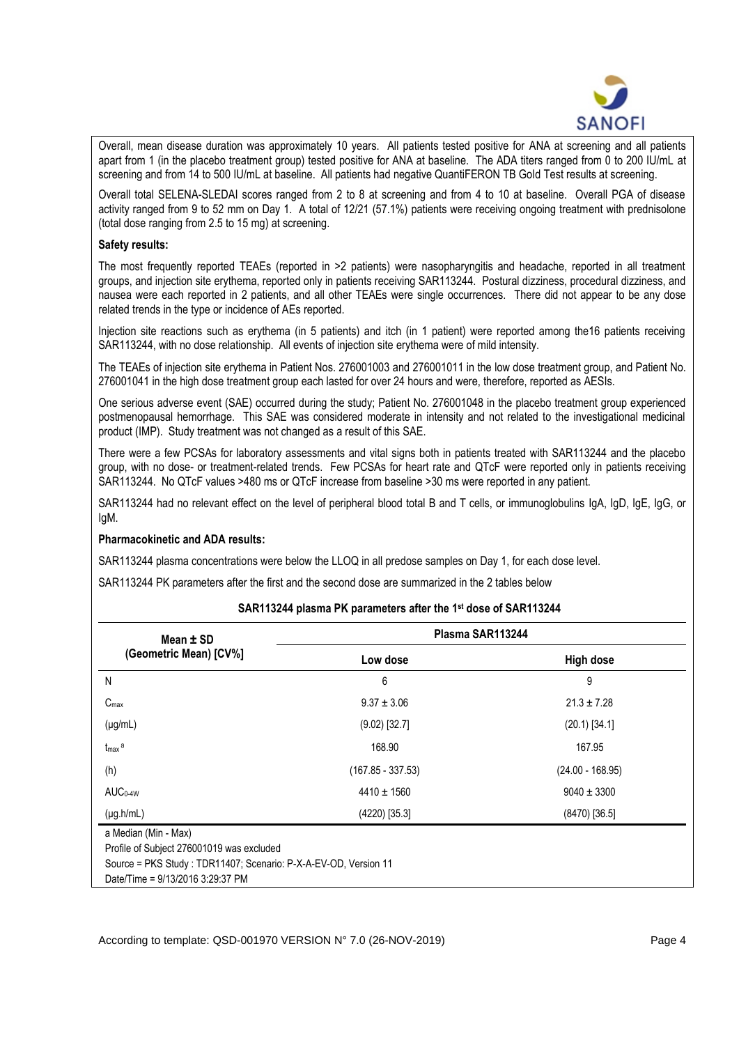Overall, mean disease duration was approximately 10 years. All patients tested positive for ANA at screening and all patients apart from 1 (in the placebo treatment group) tested positive for ANA at baseline. The ADA titers ranged from 0 to 200 IU/mL at screening and from 14 to 500 IU/mL at baseline. All patients had negative QuantiFERON TB Gold Test results at screening.

Overall total SELENA-SLEDAI scores ranged from 2 to 8 at screening and from 4 to 10 at baseline. Overall PGA of disease activity ranged from 9 to 52 mm on Day 1. A total of 12/21 (57.1%) patients were receiving ongoing treatment with prednisolone (total dose ranging from 2.5 to 15 mg) at screening.

**Safety results:**

The most frequently reported TEAEs (reported in >2 patients) were nasopharyngitis and headache, reported in all treatment groups, and injection site erythema, reported only in patients receiving SAR113244. Postural dizziness, procedural dizziness, and nausea were each reported in 2 patients, and all other TEAEs were single occurrences. There did not appear to be any dose related trends in the type or incidence of AEs reported.

Injection site reactions such as erythema (in 5 patients) and itch (in 1 patient) were reported among the16 patients receiving SAR113244, with no dose relationship. All events of injection site erythema were of mild intensity.

The TEAEs of injection site erythema in Patient Nos. 276001003 and 276001011 in the low dose treatment group, and Patient No. 276001041 in the high dose treatment group each lasted for over 24 hours and were, therefore, reported as AESIs.

One serious adverse event (SAE) occurred during the study; Patient No. 276001048 in the placebo treatment group experienced postmenopausal hemorrhage. This SAE was considered moderate in intensity and not related to the investigational medicinal product (IMP). Study treatment was not changed as a result of this SAE.

There were a few PCSAs for laboratory assessments and vital signs both in patients treated with SAR113244 and the placebo group, with no dose- or treatment-related trends. Few PCSAs for heart rate and QTcF were reported only in patients receiving SAR113244. No QTcF values >480 ms or QTcF increase from baseline >30 ms were reported in any patient.

SAR113244 had no relevant effect on the level of peripheral blood total B and T cells, or immunoglobulins IgA, IgD, IgE, IgG, or IgM.

**Pharmacokinetic and ADA results:**

SAR113244 plasma concentrations were below the LLOQ in all predose samples on Day 1, for each dose level.

SAR113244 PK parameters after the first and the second dose are summarized in the 2 tables below

**SAR113244 plasma PK parameters after the 1st dose of SAR113244**

| Mean ± SD (Geometric Mean) [CV%] | Plasma SAR113244 | |
|---|---|---|
| | **Low dose** | **High dose** |
| N | 6 | 9 |
| $C_{max}$ | 9.37 ± 3.06 | 21.3 ± 7.28 |
| (µg/mL) | (9.02) [32.7] | (20.1) [34.1] |
| $t_{max}$ [a] | 168.90 | 167.95 |
| (h) | (167.85 - 337.53) | (24.00 - 168.95) |
| $AUC_{0\text{-}4W}$ | 4410 ± 1560 | 9040 ± 3300 |
| (µg.h/mL) | (4220) [35.3] | (8470) [36.5] |

a Median (Min - Max)
Profile of Subject 276001019 was excluded
Source = PKS Study : TDR11407; Scenario: P-X-A-EV-OD, Version 11
Date/Time = 9/13/2016 3:29:37 PM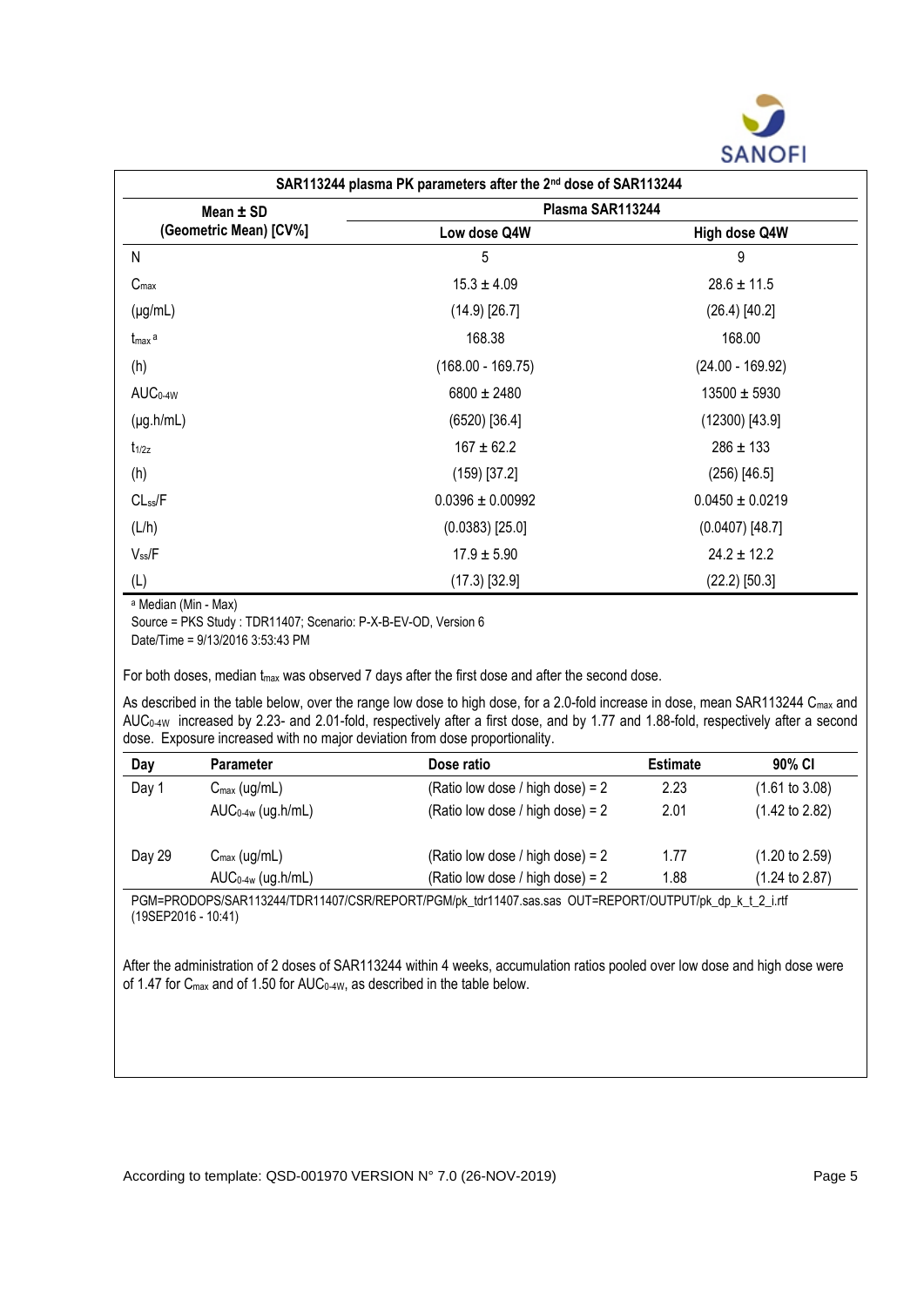| SAR113244 plasma PK parameters after the 2[nd] dose of SAR113244 | | |
|---|---|---|
| Mean ± SD (Geometric Mean) [CV%] | Plasma SAR113244 | |
| | Low dose Q4W | High dose Q4W |
| N | 5 | 9 |
| $C_{max}$ | 15.3 ± 4.09 | 28.6 ± 11.5 |
| (µg/mL) | (14.9) [26.7] | (26.4) [40.2] |
| $t_{max}$ [a] | 168.38 | 168.00 |
| (h) | (168.00 - 169.75) | (24.00 - 169.92) |
| $AUC_{0\text{-}4W}$ | 6800 ± 2480 | 13500 ± 5930 |
| (µg.h/mL) | (6520) [36.4] | (12300) [43.9] |
| $t_{1/2z}$ | 167 ± 62.2 | 286 ± 133 |
| (h) | (159) [37.2] | (256) [46.5] |
| $CL_{ss}/F$ | 0.0396 ± 0.00992 | 0.0450 ± 0.0219 |
| (L/h) | (0.0383) [25.0] | (0.0407) [48.7] |
| $V_{ss}/F$ | 17.9 ± 5.90 | 24.2 ± 12.2 |
| (L) | (17.3) [32.9] | (22.2) [50.3] |

[a] Median (Min - Max)

Source = PKS Study : TDR11407; Scenario: P-X-B-EV-OD, Version 6

Date/Time = 9/13/2016 3:53:43 PM

For both doses, median $t_{max}$ was observed 7 days after the first dose and after the second dose.

As described in the table below, over the range low dose to high dose, for a 2.0-fold increase in dose, mean SAR113244 $C_{max}$ and $AUC_{0\text{-}4W}$ increased by 2.23- and 2.01-fold, respectively after a first dose, and by 1.77 and 1.88-fold, respectively after a second dose. Exposure increased with no major deviation from dose proportionality.

| Day | Parameter | Dose ratio | Estimate | 90% CI |
|---|---|---|---|---|
| Day 1 | $C_{max}$ (ug/mL) | (Ratio low dose / high dose) = 2 | 2.23 | (1.61 to 3.08) |
| | $AUC_{0\text{-}4w}$ (ug.h/mL) | (Ratio low dose / high dose) = 2 | 2.01 | (1.42 to 2.82) |
| Day 29 | $C_{max}$ (ug/mL) | (Ratio low dose / high dose) = 2 | 1.77 | (1.20 to 2.59) |
| | $AUC_{0\text{-}4w}$ (ug.h/mL) | (Ratio low dose / high dose) = 2 | 1.88 | (1.24 to 2.87) |

PGM=PRODOPS/SAR113244/TDR11407/CSR/REPORT/PGM/pk_tdr11407.sas.sas OUT=REPORT/OUTPUT/pk_dp_k_t_2_i.rtf (19SEP2016 - 10:41)

After the administration of 2 doses of SAR113244 within 4 weeks, accumulation ratios pooled over low dose and high dose were of 1.47 for $C_{max}$ and of 1.50 for $AUC_{0\text{-}4W}$, as described in the table below.

According to template: QSD-001970 VERSION N° 7.0 (26-NOV-2019)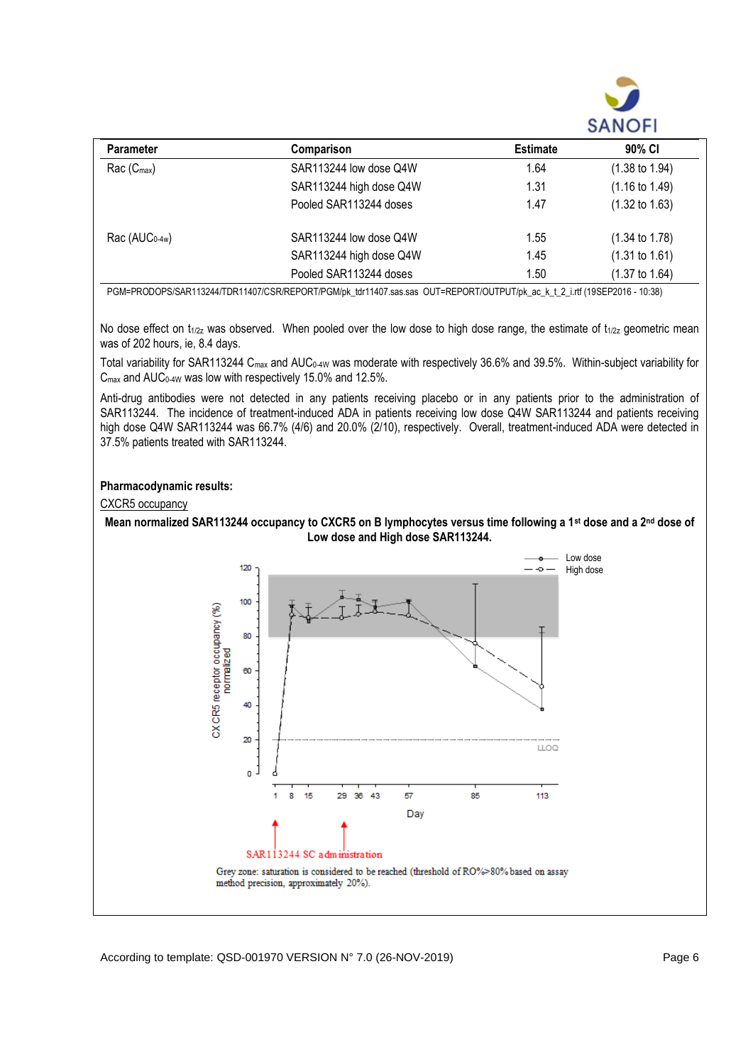| Parameter | Comparison | Estimate | 90% CI |
|---|---|---|---|
| Rac ($C_{max}$) | SAR113244 low dose Q4W | 1.64 | (1.38 to 1.94) |
| | SAR113244 high dose Q4W | 1.31 | (1.16 to 1.49) |
| | Pooled SAR113244 doses | 1.47 | (1.32 to 1.63) |
| Rac ($AUC_{0\text{-}4w}$) | SAR113244 low dose Q4W | 1.55 | (1.34 to 1.78) |
| | SAR113244 high dose Q4W | 1.45 | (1.31 to 1.61) |
| | Pooled SAR113244 doses | 1.50 | (1.37 to 1.64) |

PGM=PRODOPS/SAR113244/TDR11407/CSR/REPORT/PGM/pk_tdr11407.sas.sas OUT=REPORT/OUTPUT/pk_ac_k_t_2_i.rtf (19SEP2016 - 10:38)

No dose effect on $t_{1/2z}$ was observed. When pooled over the low dose to high dose range, the estimate of $t_{1/2z}$ geometric mean was of 202 hours, ie, 8.4 days.

Total variability for SAR113244 $C_{max}$ and $AUC_{0\text{-}4W}$ was moderate with respectively 36.6% and 39.5%. Within-subject variability for $C_{max}$ and $AUC_{0\text{-}4W}$ was low with respectively 15.0% and 12.5%.

Anti-drug antibodies were not detected in any patients receiving placebo or in any patients prior to the administration of SAR113244. The incidence of treatment-induced ADA in patients receiving low dose Q4W SAR113244 and patients receiving high dose Q4W SAR113244 was 66.7% (4/6) and 20.0% (2/10), respectively. Overall, treatment-induced ADA were detected in 37.5% patients treated with SAR113244.

**Pharmacodynamic results:**

CXCR5 occupancy

**Mean normalized SAR113244 occupancy to CXCR5 on B lymphocytes versus time following a 1st dose and a 2nd dose of Low dose and High dose SAR113244.**

Grey zone: saturation is considered to be reached (threshold of RO%>80% based on assay method precision, approximately 20%).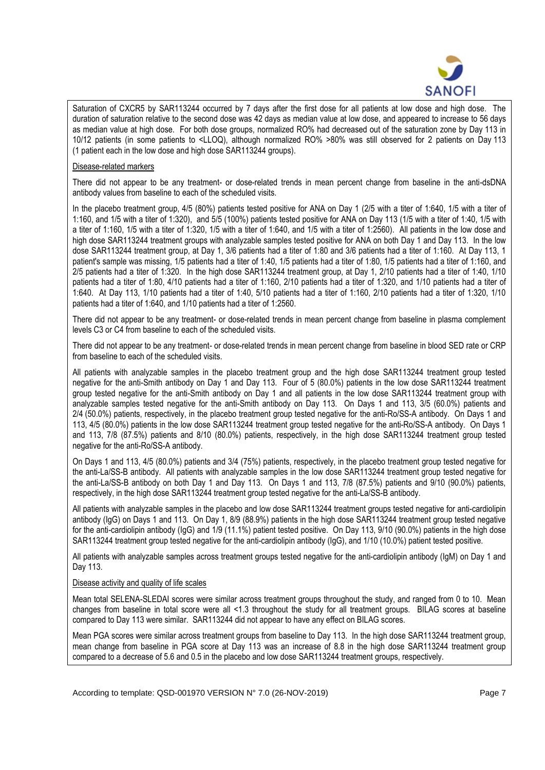Saturation of CXCR5 by SAR113244 occurred by 7 days after the first dose for all patients at low dose and high dose. The duration of saturation relative to the second dose was 42 days as median value at low dose, and appeared to increase to 56 days as median value at high dose. For both dose groups, normalized RO% had decreased out of the saturation zone by Day 113 in 10/12 patients (in some patients to <LLOQ), although normalized RO% >80% was still observed for 2 patients on Day 113 (1 patient each in the low dose and high dose SAR113244 groups).

Disease-related markers

There did not appear to be any treatment- or dose-related trends in mean percent change from baseline in the anti-dsDNA antibody values from baseline to each of the scheduled visits.

In the placebo treatment group, 4/5 (80%) patients tested positive for ANA on Day 1 (2/5 with a titer of 1:640, 1/5 with a titer of 1:160, and 1/5 with a titer of 1:320), and 5/5 (100%) patients tested positive for ANA on Day 113 (1/5 with a titer of 1:40, 1/5 with a titer of 1:160, 1/5 with a titer of 1:320, 1/5 with a titer of 1:640, and 1/5 with a titer of 1:2560). All patients in the low dose and high dose SAR113244 treatment groups with analyzable samples tested positive for ANA on both Day 1 and Day 113. In the low dose SAR113244 treatment group, at Day 1, 3/6 patients had a titer of 1:80 and 3/6 patients had a titer of 1:160. At Day 113, 1 patient's sample was missing, 1/5 patients had a titer of 1:40, 1/5 patients had a titer of 1:80, 1/5 patients had a titer of 1:160, and 2/5 patients had a titer of 1:320. In the high dose SAR113244 treatment group, at Day 1, 2/10 patients had a titer of 1:40, 1/10 patients had a titer of 1:80, 4/10 patients had a titer of 1:160, 2/10 patients had a titer of 1:320, and 1/10 patients had a titer of 1:640. At Day 113, 1/10 patients had a titer of 1:40, 5/10 patients had a titer of 1:160, 2/10 patients had a titer of 1:320, 1/10 patients had a titer of 1:640, and 1/10 patients had a titer of 1:2560.

There did not appear to be any treatment- or dose-related trends in mean percent change from baseline in plasma complement levels C3 or C4 from baseline to each of the scheduled visits.

There did not appear to be any treatment- or dose-related trends in mean percent change from baseline in blood SED rate or CRP from baseline to each of the scheduled visits.

All patients with analyzable samples in the placebo treatment group and the high dose SAR113244 treatment group tested negative for the anti-Smith antibody on Day 1 and Day 113. Four of 5 (80.0%) patients in the low dose SAR113244 treatment group tested negative for the anti-Smith antibody on Day 1 and all patients in the low dose SAR113244 treatment group with analyzable samples tested negative for the anti-Smith antibody on Day 113. On Days 1 and 113, 3/5 (60.0%) patients and 2/4 (50.0%) patients, respectively, in the placebo treatment group tested negative for the anti-Ro/SS-A antibody. On Days 1 and 113, 4/5 (80.0%) patients in the low dose SAR113244 treatment group tested negative for the anti-Ro/SS-A antibody. On Days 1 and 113, 7/8 (87.5%) patients and 8/10 (80.0%) patients, respectively, in the high dose SAR113244 treatment group tested negative for the anti-Ro/SS-A antibody.

On Days 1 and 113, 4/5 (80.0%) patients and 3/4 (75%) patients, respectively, in the placebo treatment group tested negative for the anti-La/SS-B antibody. All patients with analyzable samples in the low dose SAR113244 treatment group tested negative for the anti-La/SS-B antibody on both Day 1 and Day 113. On Days 1 and 113, 7/8 (87.5%) patients and 9/10 (90.0%) patients, respectively, in the high dose SAR113244 treatment group tested negative for the anti-La/SS-B antibody.

All patients with analyzable samples in the placebo and low dose SAR113244 treatment groups tested negative for anti-cardiolipin antibody (IgG) on Days 1 and 113. On Day 1, 8/9 (88.9%) patients in the high dose SAR113244 treatment group tested negative for the anti-cardiolipin antibody (IgG) and 1/9 (11.1%) patient tested positive. On Day 113, 9/10 (90.0%) patients in the high dose SAR113244 treatment group tested negative for the anti-cardiolipin antibody (IgG), and 1/10 (10.0%) patient tested positive.

All patients with analyzable samples across treatment groups tested negative for the anti-cardiolipin antibody (IgM) on Day 1 and Day 113.

Disease activity and quality of life scales

Mean total SELENA-SLEDAI scores were similar across treatment groups throughout the study, and ranged from 0 to 10. Mean changes from baseline in total score were all <1.3 throughout the study for all treatment groups. BILAG scores at baseline compared to Day 113 were similar. SAR113244 did not appear to have any effect on BILAG scores.

Mean PGA scores were similar across treatment groups from baseline to Day 113. In the high dose SAR113244 treatment group, mean change from baseline in PGA score at Day 113 was an increase of 8.8 in the high dose SAR113244 treatment group compared to a decrease of 5.6 and 0.5 in the placebo and low dose SAR113244 treatment groups, respectively.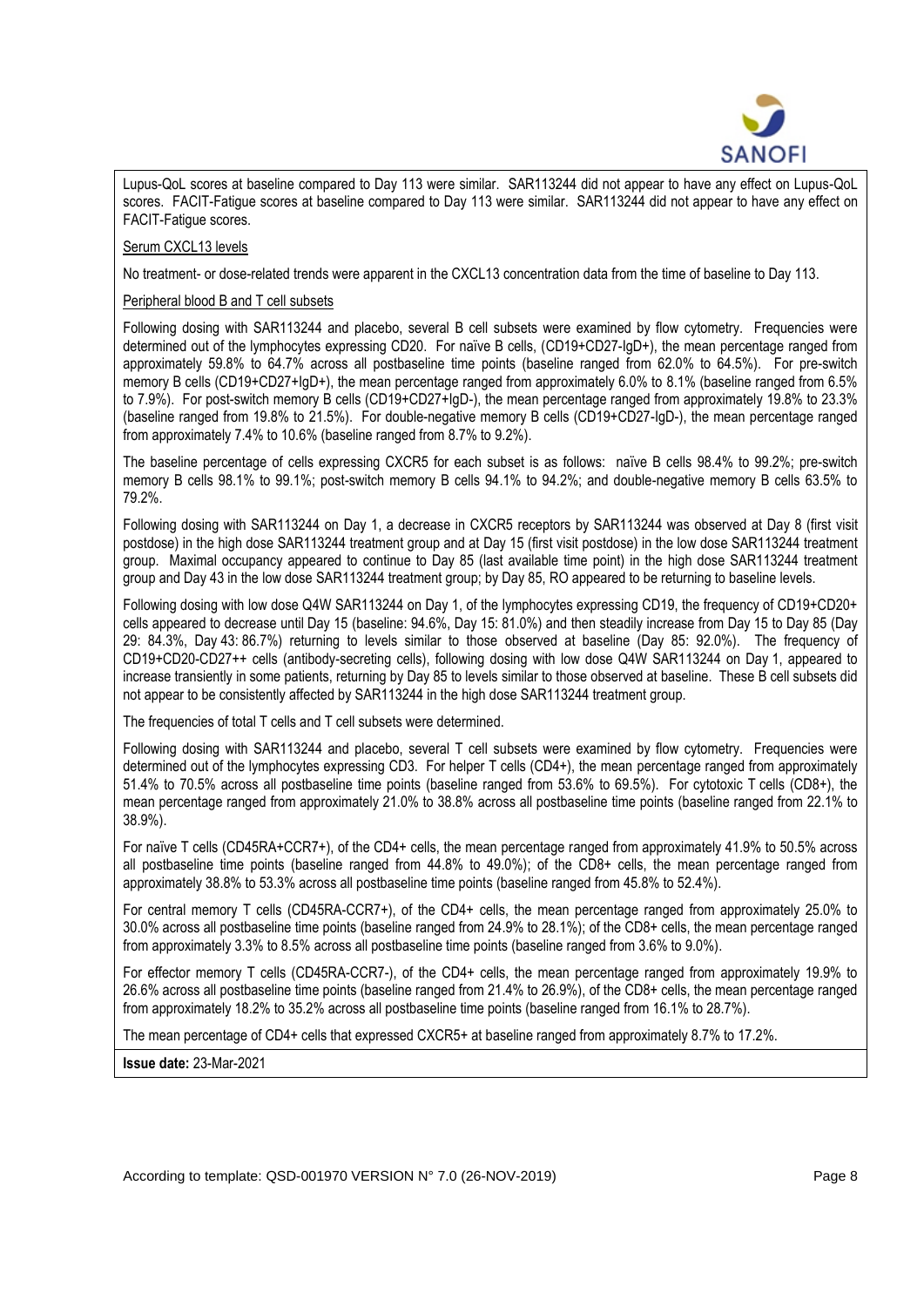Lupus-QoL scores at baseline compared to Day 113 were similar. SAR113244 did not appear to have any effect on Lupus-QoL scores. FACIT-Fatigue scores at baseline compared to Day 113 were similar. SAR113244 did not appear to have any effect on FACIT-Fatigue scores.

Serum CXCL13 levels

No treatment- or dose-related trends were apparent in the CXCL13 concentration data from the time of baseline to Day 113.

Peripheral blood B and T cell subsets

Following dosing with SAR113244 and placebo, several B cell subsets were examined by flow cytometry. Frequencies were determined out of the lymphocytes expressing CD20. For naïve B cells, (CD19+CD27-IgD+), the mean percentage ranged from approximately 59.8% to 64.7% across all postbaseline time points (baseline ranged from 62.0% to 64.5%). For pre-switch memory B cells (CD19+CD27+IgD+), the mean percentage ranged from approximately 6.0% to 8.1% (baseline ranged from 6.5% to 7.9%). For post-switch memory B cells (CD19+CD27+IgD-), the mean percentage ranged from approximately 19.8% to 23.3% (baseline ranged from 19.8% to 21.5%). For double-negative memory B cells (CD19+CD27-IgD-), the mean percentage ranged from approximately 7.4% to 10.6% (baseline ranged from 8.7% to 9.2%).

The baseline percentage of cells expressing CXCR5 for each subset is as follows: naïve B cells 98.4% to 99.2%; pre-switch memory B cells 98.1% to 99.1%; post-switch memory B cells 94.1% to 94.2%; and double-negative memory B cells 63.5% to 79.2%.

Following dosing with SAR113244 on Day 1, a decrease in CXCR5 receptors by SAR113244 was observed at Day 8 (first visit postdose) in the high dose SAR113244 treatment group and at Day 15 (first visit postdose) in the low dose SAR113244 treatment group. Maximal occupancy appeared to continue to Day 85 (last available time point) in the high dose SAR113244 treatment group and Day 43 in the low dose SAR113244 treatment group; by Day 85, RO appeared to be returning to baseline levels.

Following dosing with low dose Q4W SAR113244 on Day 1, of the lymphocytes expressing CD19, the frequency of CD19+CD20+ cells appeared to decrease until Day 15 (baseline: 94.6%, Day 15: 81.0%) and then steadily increase from Day 15 to Day 85 (Day 29: 84.3%, Day 43: 86.7%) returning to levels similar to those observed at baseline (Day 85: 92.0%). The frequency of CD19+CD20-CD27++ cells (antibody-secreting cells), following dosing with low dose Q4W SAR113244 on Day 1, appeared to increase transiently in some patients, returning by Day 85 to levels similar to those observed at baseline. These B cell subsets did not appear to be consistently affected by SAR113244 in the high dose SAR113244 treatment group.

The frequencies of total T cells and T cell subsets were determined.

Following dosing with SAR113244 and placebo, several T cell subsets were examined by flow cytometry. Frequencies were determined out of the lymphocytes expressing CD3. For helper T cells (CD4+), the mean percentage ranged from approximately 51.4% to 70.5% across all postbaseline time points (baseline ranged from 53.6% to 69.5%). For cytotoxic T cells (CD8+), the mean percentage ranged from approximately 21.0% to 38.8% across all postbaseline time points (baseline ranged from 22.1% to 38.9%).

For naïve T cells (CD45RA+CCR7+), of the CD4+ cells, the mean percentage ranged from approximately 41.9% to 50.5% across all postbaseline time points (baseline ranged from 44.8% to 49.0%); of the CD8+ cells, the mean percentage ranged from approximately 38.8% to 53.3% across all postbaseline time points (baseline ranged from 45.8% to 52.4%).

For central memory T cells (CD45RA-CCR7+), of the CD4+ cells, the mean percentage ranged from approximately 25.0% to 30.0% across all postbaseline time points (baseline ranged from 24.9% to 28.1%); of the CD8+ cells, the mean percentage ranged from approximately 3.3% to 8.5% across all postbaseline time points (baseline ranged from 3.6% to 9.0%).

For effector memory T cells (CD45RA-CCR7-), of the CD4+ cells, the mean percentage ranged from approximately 19.9% to 26.6% across all postbaseline time points (baseline ranged from 21.4% to 26.9%), of the CD8+ cells, the mean percentage ranged from approximately 18.2% to 35.2% across all postbaseline time points (baseline ranged from 16.1% to 28.7%).

The mean percentage of CD4+ cells that expressed CXCR5+ at baseline ranged from approximately 8.7% to 17.2%.

**Issue date:** 23-Mar-2021

According to template: QSD-001970 VERSION N° 7.0 (26-NOV-2019)